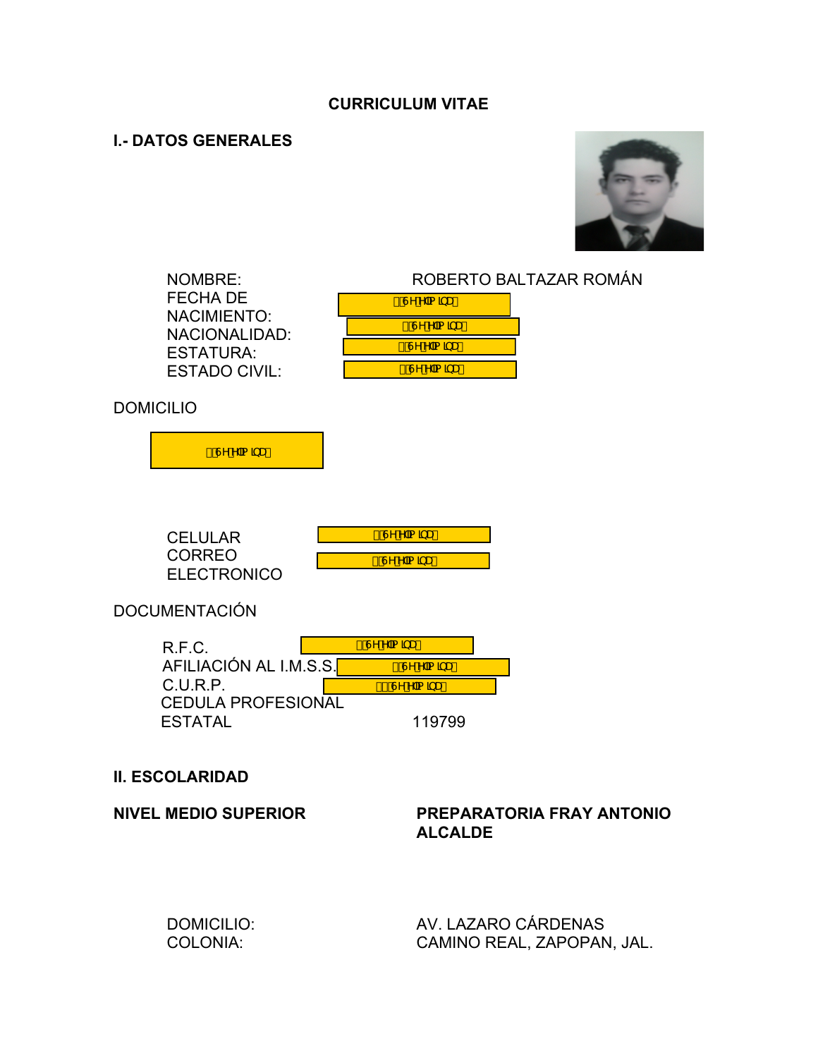**CURRICULUM VITAE**

**I.- DATOS GENERALES**

| | |
|---|---|
| NOMBRE: | ROBERTO BALTAZAR ROMÁN |
| FECHA DE NACIMIENTO: | |
| NACIONALIDAD: | |
| ESTATURA: | |
| ESTADO CIVIL: | |

DOMICILIO

| | |
|---|---|
| CELULAR | |
| CORREO ELECTRONICO | |

DOCUMENTACIÓN

| | |
|---|---|
| R.F.C. | |
| AFILIACIÓN AL I.M.S.S. | |
| C.U.R.P. | |
| CEDULA PROFESIONAL ESTATAL | 119799 |

**II. ESCOLARIDAD**

**NIVEL MEDIO SUPERIOR** — **PREPARATORIA FRAY ANTONIO ALCALDE**

| | |
|---|---|
| DOMICILIO: | AV. LAZARO CÁRDENAS |
| COLONIA: | CAMINO REAL, ZAPOPAN, JAL. |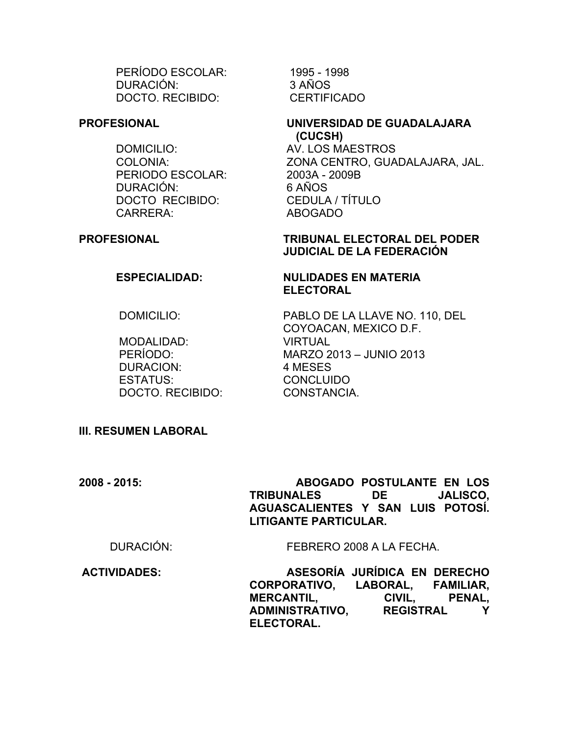PERÍODO ESCOLAR: 1995 - 1998
DURACIÓN: 3 AÑOS
DOCTO. RECIBIDO: CERTIFICADO

**PROFESIONAL** **UNIVERSIDAD DE GUADALAJARA (CUCSH)**

DOMICILIO: AV. LOS MAESTROS
COLONIA: ZONA CENTRO, GUADALAJARA, JAL.
PERIODO ESCOLAR: 2003A - 2009B
DURACIÓN: 6 AÑOS
DOCTO RECIBIDO: CEDULA / TÍTULO
CARRERA: ABOGADO

**PROFESIONAL** **TRIBUNAL ELECTORAL DEL PODER JUDICIAL DE LA FEDERACIÓN**

**ESPECIALIDAD:** **NULIDADES EN MATERIA ELECTORAL**

DOMICILIO: PABLO DE LA LLAVE NO. 110, DEL COYOACAN, MEXICO D.F.
MODALIDAD: VIRTUAL
PERÍODO: MARZO 2013 – JUNIO 2013
DURACION: 4 MESES
ESTATUS: CONCLUIDO
DOCTO. RECIBIDO: CONSTANCIA.

## III. RESUMEN LABORAL

**2008 - 2015:** **ABOGADO POSTULANTE EN LOS TRIBUNALES DE JALISCO, AGUASCALIENTES Y SAN LUIS POTOSÍ. LITIGANTE PARTICULAR.**

DURACIÓN: FEBRERO 2008 A LA FECHA.

**ACTIVIDADES:** **ASESORÍA JURÍDICA EN DERECHO CORPORATIVO, LABORAL, FAMILIAR, MERCANTIL, CIVIL, PENAL, ADMINISTRATIVO, REGISTRAL Y ELECTORAL.**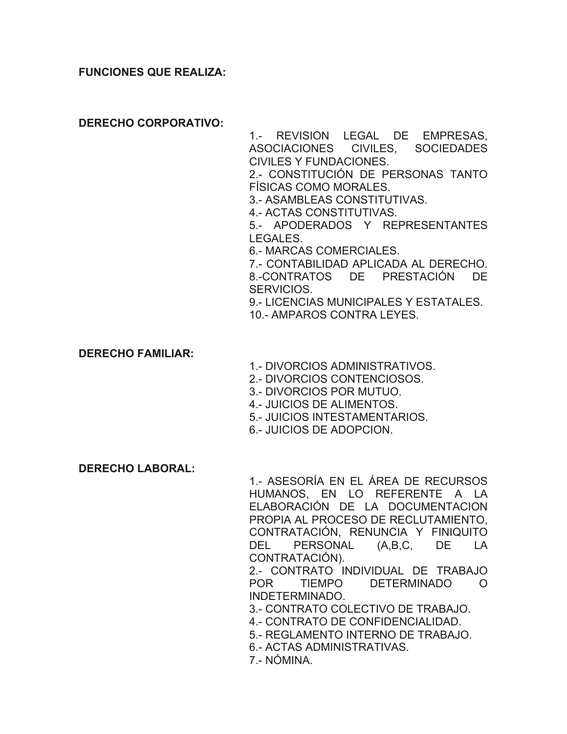**FUNCIONES QUE REALIZA:**

**DERECHO CORPORATIVO:**

1.- REVISION LEGAL DE EMPRESAS, ASOCIACIONES CIVILES, SOCIEDADES CIVILES Y FUNDACIONES.
2.- CONSTITUCIÓN DE PERSONAS TANTO FÍSICAS COMO MORALES.
3.- ASAMBLEAS CONSTITUTIVAS.
4.- ACTAS CONSTITUTIVAS.
5.- APODERADOS Y REPRESENTANTES LEGALES.
6.- MARCAS COMERCIALES.
7.- CONTABILIDAD APLICADA AL DERECHO.
8.-CONTRATOS DE PRESTACIÓN DE SERVICIOS.
9.- LICENCIAS MUNICIPALES Y ESTATALES.
10.- AMPAROS CONTRA LEYES.

**DERECHO FAMILIAR:**

1.- DIVORCIOS ADMINISTRATIVOS.
2.- DIVORCIOS CONTENCIOSOS.
3.- DIVORCIOS POR MUTUO.
4.- JUICIOS DE ALIMENTOS.
5.- JUICIOS INTESTAMENTARIOS.
6.- JUICIOS DE ADOPCION.

**DERECHO LABORAL:**

1.- ASESORÍA EN EL ÁREA DE RECURSOS HUMANOS, EN LO REFERENTE A LA ELABORACIÓN DE LA DOCUMENTACION PROPIA AL PROCESO DE RECLUTAMIENTO, CONTRATACIÓN, RENUNCIA Y FINIQUITO DEL PERSONAL (A,B,C, DE LA CONTRATACIÓN).
2.- CONTRATO INDIVIDUAL DE TRABAJO POR TIEMPO DETERMINADO O INDETERMINADO.
3.- CONTRATO COLECTIVO DE TRABAJO.
4.- CONTRATO DE CONFIDENCIALIDAD.
5.- REGLAMENTO INTERNO DE TRABAJO.
6.- ACTAS ADMINISTRATIVAS.
7.- NÓMINA.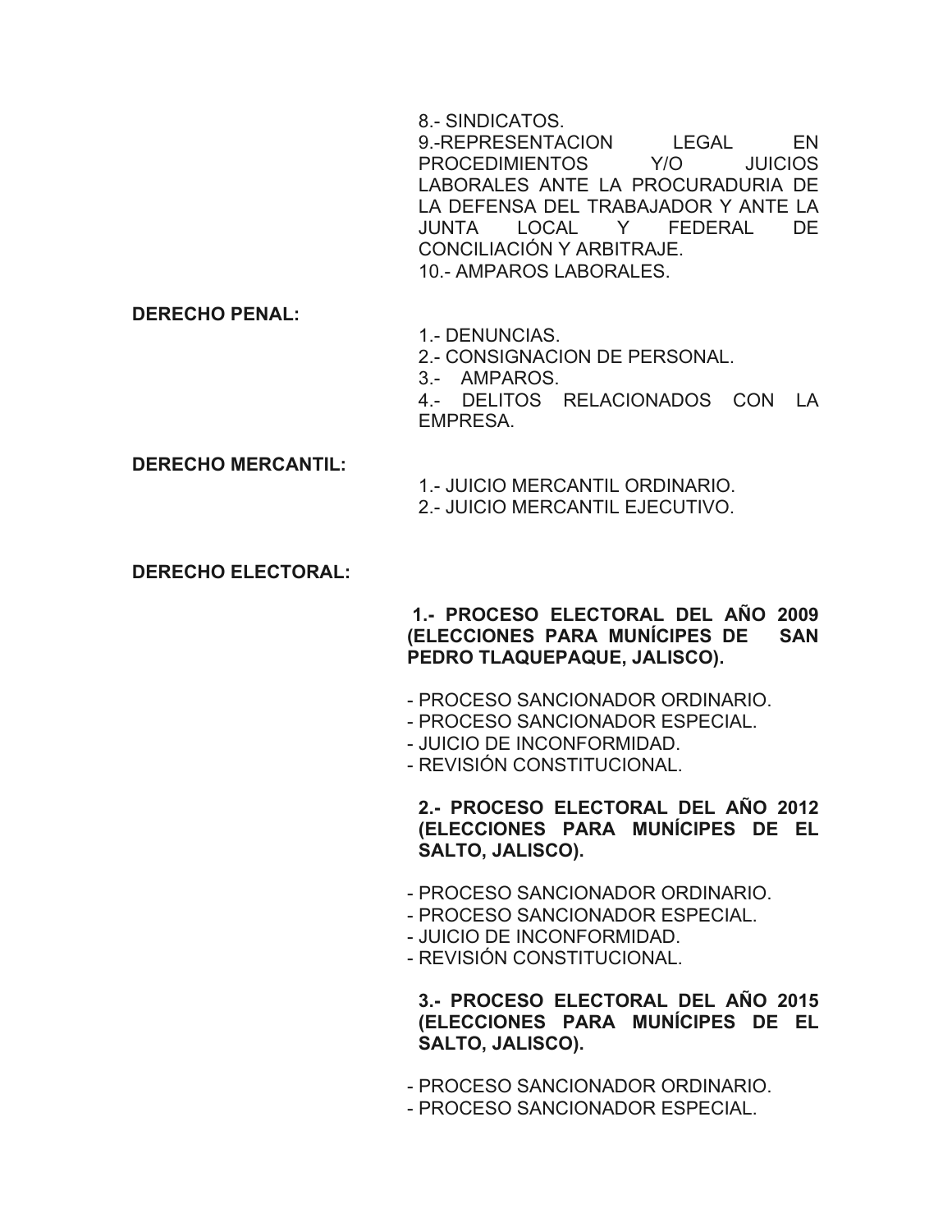8.- SINDICATOS.
9.-REPRESENTACION LEGAL EN PROCEDIMIENTOS Y/O JUICIOS LABORALES ANTE LA PROCURADURIA DE LA DEFENSA DEL TRABAJADOR Y ANTE LA JUNTA LOCAL Y FEDERAL DE CONCILIACIÓN Y ARBITRAJE.
10.- AMPAROS LABORALES.

**DERECHO PENAL:**

1.- DENUNCIAS.
2.- CONSIGNACION DE PERSONAL.
3.- AMPAROS.
4.- DELITOS RELACIONADOS CON LA EMPRESA.

**DERECHO MERCANTIL:**

1.- JUICIO MERCANTIL ORDINARIO.
2.- JUICIO MERCANTIL EJECUTIVO.

**DERECHO ELECTORAL:**

**1.- PROCESO ELECTORAL DEL AÑO 2009 (ELECCIONES PARA MUNÍCIPES DE SAN PEDRO TLAQUEPAQUE, JALISCO).**

- PROCESO SANCIONADOR ORDINARIO.
- PROCESO SANCIONADOR ESPECIAL.
- JUICIO DE INCONFORMIDAD.
- REVISIÓN CONSTITUCIONAL.

**2.- PROCESO ELECTORAL DEL AÑO 2012 (ELECCIONES PARA MUNÍCIPES DE EL SALTO, JALISCO).**

- PROCESO SANCIONADOR ORDINARIO.
- PROCESO SANCIONADOR ESPECIAL.
- JUICIO DE INCONFORMIDAD.
- REVISIÓN CONSTITUCIONAL.

**3.- PROCESO ELECTORAL DEL AÑO 2015 (ELECCIONES PARA MUNÍCIPES DE EL SALTO, JALISCO).**

- PROCESO SANCIONADOR ORDINARIO.
- PROCESO SANCIONADOR ESPECIAL.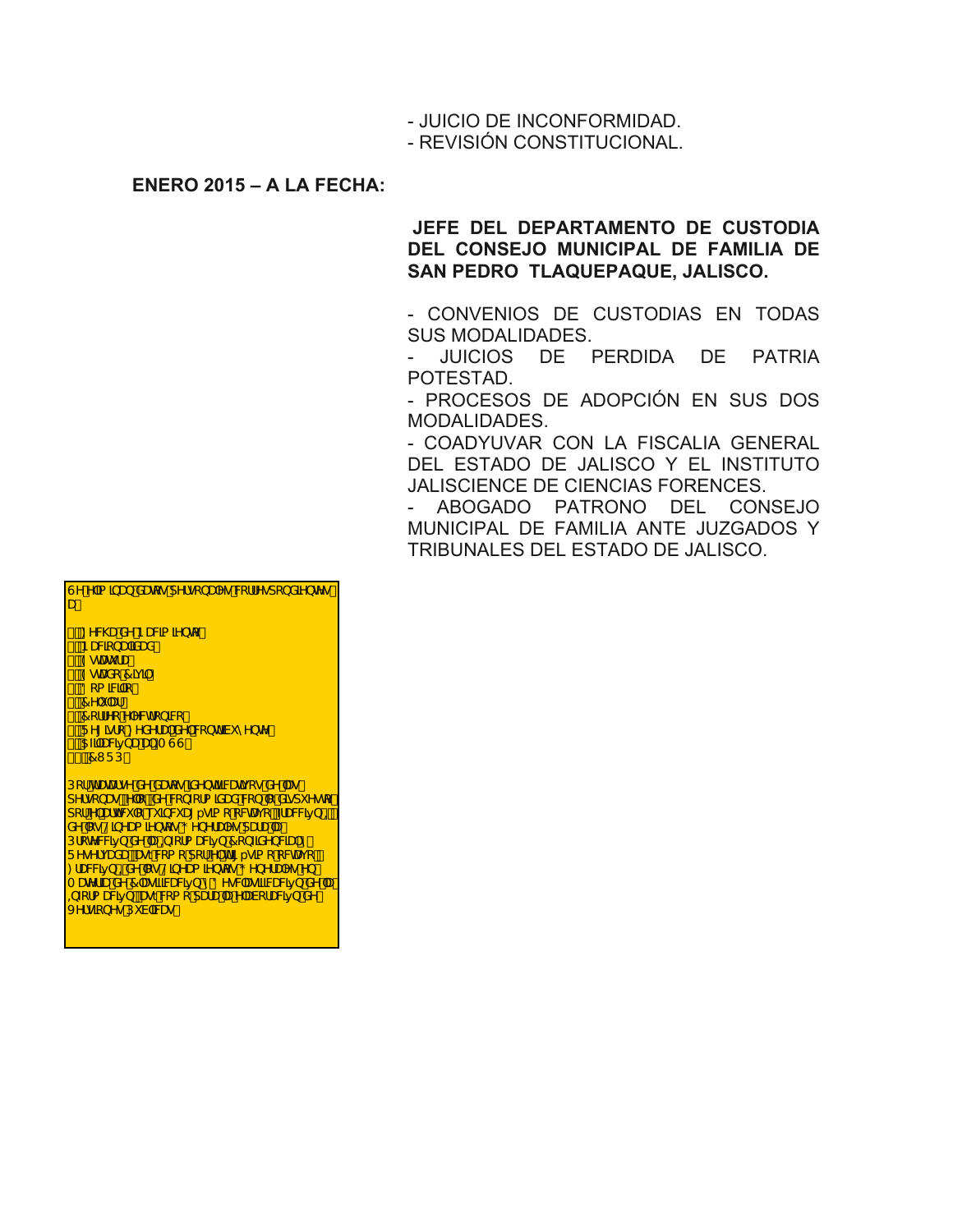- JUICIO DE INCONFORMIDAD.
- REVISIÓN CONSTITUCIONAL.

**ENERO 2015 – A LA FECHA:**

**JEFE DEL DEPARTAMENTO DE CUSTODIA DEL CONSEJO MUNICIPAL DE FAMILIA DE SAN PEDRO TLAQUEPAQUE, JALISCO.**

- CONVENIOS DE CUSTODIAS EN TODAS SUS MODALIDADES.
- JUICIOS DE PERDIDA DE PATRIA POTESTAD.
- PROCESOS DE ADOPCIÓN EN SUS DOS MODALIDADES.
- COADYUVAR CON LA FISCALIA GENERAL DEL ESTADO DE JALISCO Y EL INSTITUTO JALISCIENCE DE CIENCIAS FORENCES.
- ABOGADO PATRONO DEL CONSEJO MUNICIPAL DE FAMILIA ANTE JUZGADOS Y TRIBUNALES DEL ESTADO DE JALISCO.

Se eliminan datos personales correspondientes a:

1. Fecha de Nacimiento
2. Nacionalidad
3. Estatura
4. Estado Civil
5. Domicilio
6. Celular
7. Correo electronico
8. Registro Federal de Contribuyente
9. Afiliación al IMSS
10. CURP

Por tratarse de datos identificativos de las personas, ello de conformidad con lo dispuesto por el artículo inciso fracción de los Lineamientos Generales para la Protección de la Información Confidencial y Reservada, así como por el trigésimo octavo, fracción de los Lineamientos Generales en Materia de Clasificación y Desclasificación de la Información, así como para la elaboración de Versiones Publicas